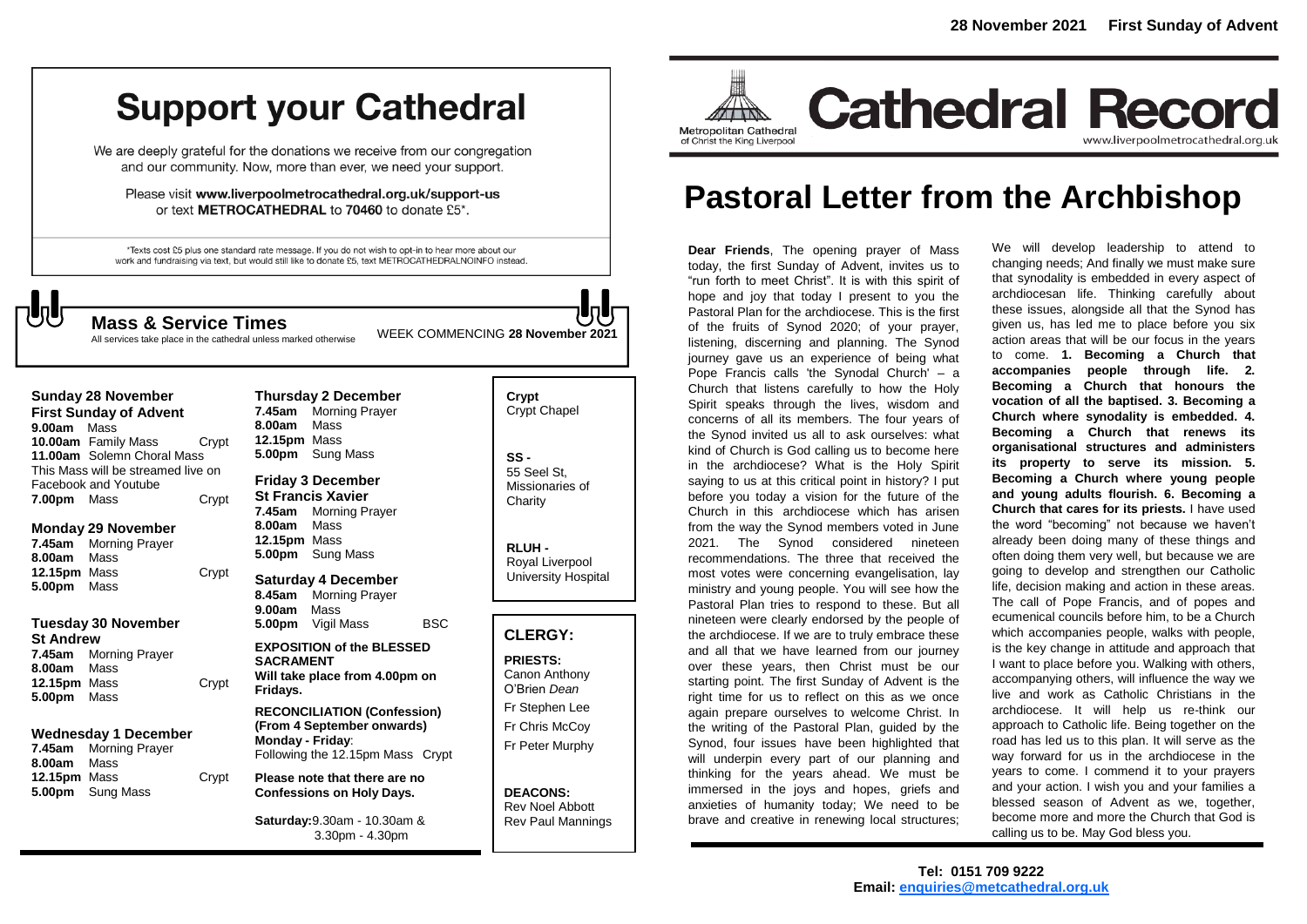**28 November 2021 First Sunday of Advent**

# Cathedral Record

Metropolitan Cathedral of Christ the King Liverpool

www.liverpoolmetrocathedral.org.uk

# Pastoral Letter from the Archbishop

**Dear Friends**, The opening prayer of Mass today, the first Sunday of Advent, invites us to "run forth to meet Christ". It is with this spirit of hope and joy that today I present to you the Pastoral Plan for the archdiocese. This is the first of the fruits of Synod 2020; of your prayer, listening, discerning and planning. The Synod journey gave us an experience of being what Pope Francis calls 'the Synodal Church' – a Church that listens carefully to how the Holy Spirit speaks through the lives, wisdom and concerns of all its members. The four years of the Synod invited us all to ask ourselves: what kind of Church is God calling us to become here in the archdiocese? What is the Holy Spirit saying to us at this critical point in history? I put before you today a vision for the future of the Church in this archdiocese which has arisen from the way the Synod members voted in June 2021. The Synod considered nineteen recommendations. The three that received the most votes were concerning evangelisation, lay ministry and young people. You will see how the Pastoral Plan tries to respond to these. But all nineteen were clearly endorsed by the people of the archdiocese. If we are to truly embrace these and all that we have learned from our journey over these years, then Christ must be our starting point. The first Sunday of Advent is the right time for us to reflect on this as we once again prepare ourselves to welcome Christ. In the writing of the Pastoral Plan, guided by the Synod, four issues have been highlighted that will underpin every part of our planning and thinking for the years ahead. We must be immersed in the joys and hopes, griefs and anxieties of humanity today; We need to be brave and creative in renewing local structures; We will develop leadership to attend to changing needs; And finally we must make sure that synodality is embedded in every aspect of archdiocesan life. Thinking carefully about these issues, alongside all that the Synod has given us, has led me to place before you six action areas that will be our focus in the years to come. **1. Becoming a Church that accompanies people through life. 2. Becoming a Church that honours the vocation of all the baptised. 3. Becoming a Church where synodality is embedded. 4. Becoming a Church that renews its organisational structures and administers its property to serve its mission. 5. Becoming a Church where young people and young adults flourish. 6. Becoming a Church that cares for its priests.** I have used the word "becoming" not because we haven't already been doing many of these things and often doing them very well, but because we are going to develop and strengthen our Catholic life, decision making and action in these areas. The call of Pope Francis, and of popes and ecumenical councils before him, to be a Church which accompanies people, walks with people, is the key change in attitude and approach that I want to place before you. Walking with others, accompanying others, will influence the way we live and work as Catholic Christians in the archdiocese. It will help us re-think our approach to Catholic life. Being together on the road has led us to this plan. It will serve as the way forward for us in the archdiocese in the years to come. I commend it to your prayers and your action. I wish you and your families a blessed season of Advent as we, together, become more and more the Church that God is calling us to be. May God bless you.

**Tel: 0151 709 9222**
**Email: enquiries@metcathedral.org.uk**

# Support your Cathedral

We are deeply grateful for the donations we receive from our congregation and our community. Now, more than ever, we need your support.

Please visit **www.liverpoolmetrocathedral.org.uk/support-us** or text **METROCATHEDRAL** to **70460** to donate £5*.

*Texts cost £5 plus one standard rate message. If you do not wish to opt-in to hear more about our work and fundraising via text, but would still like to donate £5, text METROCATHEDRALNOINFO instead.

## Mass & Service Times

All services take place in the cathedral unless marked otherwise

WEEK COMMENCING **28 November 2021**

**Sunday 28 November**
**First Sunday of Advent**
**9.00am** Mass
**10.00am** Family Mass — Crypt
**11.00am** Solemn Choral Mass
This Mass will be streamed live on Facebook and Youtube
**7.00pm** Mass — Crypt

**Monday 29 November**
**7.45am** Morning Prayer
**8.00am** Mass
**12.15pm** Mass — Crypt
**5.00pm** Mass

**Tuesday 30 November**
**St Andrew**
**7.45am** Morning Prayer
**8.00am** Mass
**12.15pm** Mass — Crypt
**5.00pm** Mass

**Wednesday 1 December**
**7.45am** Morning Prayer
**8.00am** Mass
**12.15pm** Mass — Crypt
**5.00pm** Sung Mass

**Thursday 2 December**
**7.45am** Morning Prayer
**8.00am** Mass
**12.15pm** Mass
**5.00pm** Sung Mass

**Friday 3 December**
**St Francis Xavier**
**7.45am** Morning Prayer
**8.00am** Mass
**12.15pm** Mass
**5.00pm** Sung Mass

**Saturday 4 December**
**8.45am** Morning Prayer
**9.00am** Mass
**5.00pm** Vigil Mass — BSC

**EXPOSITION of the BLESSED SACRAMENT**
**Will take place from 4.00pm on Fridays.**

**RECONCILIATION (Confession) (From 4 September onwards)**
**Monday - Friday**:
Following the 12.15pm Mass Crypt

**Please note that there are no Confessions on Holy Days.**

**Saturday:** 9.30am - 10.30am & 3.30pm - 4.30pm

**Crypt**
Crypt Chapel

**SS -**
55 Seel St, Missionaries of Charity

**RLUH -**
Royal Liverpool University Hospital

## CLERGY:

**PRIESTS:**
Canon Anthony O'Brien *Dean*
Fr Stephen Lee
Fr Chris McCoy
Fr Peter Murphy

**DEACONS:**
Rev Noel Abbott
Rev Paul Mannings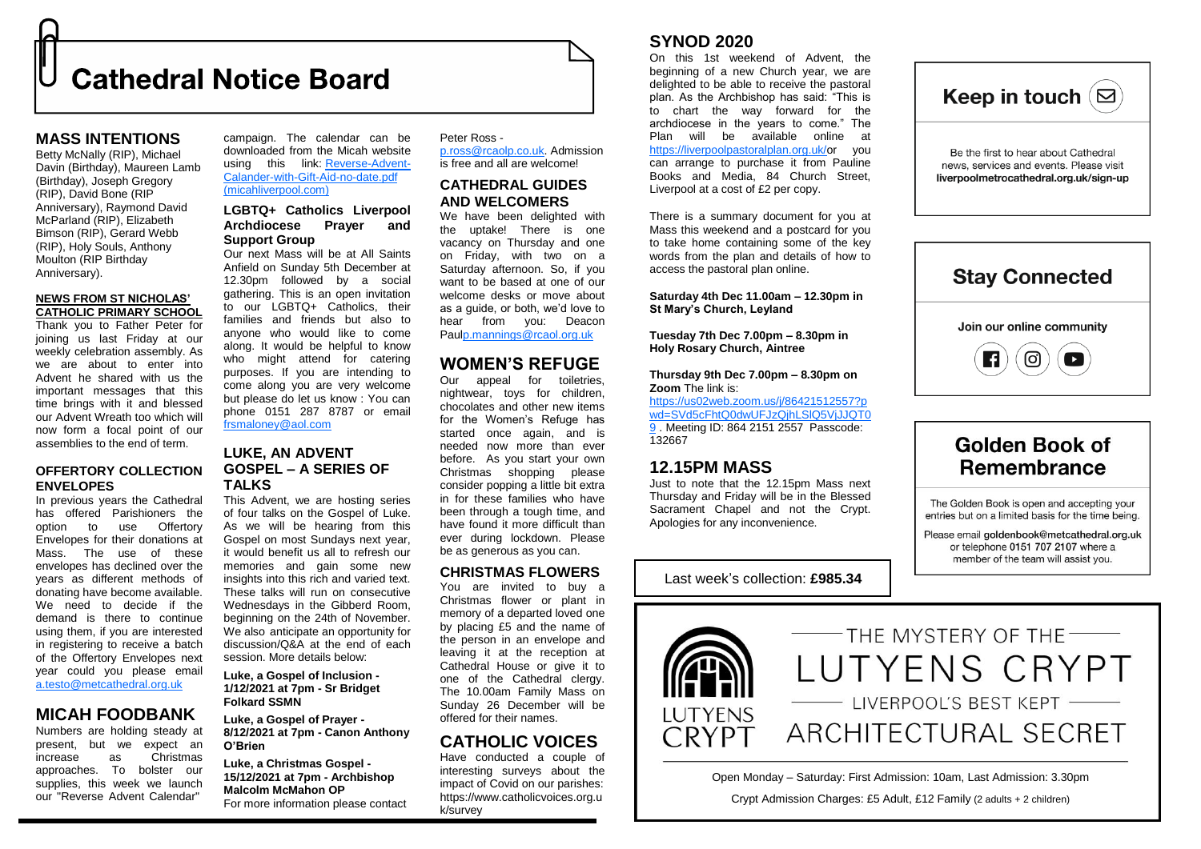# Cathedral Notice Board

## MASS INTENTIONS

Betty McNally (RIP), Michael Davin (Birthday), Maureen Lamb (Birthday), Joseph Gregory (RIP), David Bone (RIP Anniversary), Raymond David McParland (RIP), Elizabeth Bimson (RIP), Gerard Webb (RIP), Holy Souls, Anthony Moulton (RIP Birthday Anniversary).

### NEWS FROM ST NICHOLAS' CATHOLIC PRIMARY SCHOOL

Thank you to Father Peter for joining us last Friday at our weekly celebration assembly. As we are about to enter into Advent he shared with us the important messages that this time brings with it and blessed our Advent Wreath too which will now form a focal point of our assemblies to the end of term.

### OFFERTORY COLLECTION ENVELOPES

In previous years the Cathedral has offered Parishioners the option to use Offertory Envelopes for their donations at Mass. The use of these envelopes has declined over the years as different methods of donating have become available. We need to decide if the demand is there to continue using them, if you are interested in registering to receive a batch of the Offertory Envelopes next year could you please email a.testo@metcathedral.org.uk

## MICAH FOODBANK

Numbers are holding steady at present, but we expect an increase as Christmas approaches. To bolster our supplies, this week we launch our "Reverse Advent Calendar" campaign. The calendar can be downloaded from the Micah website using this link: Reverse-Advent-Calander-with-Gift-Aid-no-date.pdf (micahliverpool.com)

### LGBTQ+ Catholics Liverpool Archdiocese Prayer and Support Group

Our next Mass will be at All Saints Anfield on Sunday 5th December at 12.30pm followed by a social gathering. This is an open invitation to our LGBTQ+ Catholics, their families and friends but also to anyone who would like to come along. It would be helpful to know who might attend for catering purposes. If you are intending to come along you are very welcome but please do let us know : You can phone 0151 287 8787 or email frsmaloney@aol.com

### LUKE, AN ADVENT GOSPEL – A SERIES OF TALKS

This Advent, we are hosting series of four talks on the Gospel of Luke. As we will be hearing from this Gospel on most Sundays next year, it would benefit us all to refresh our memories and gain some new insights into this rich and varied text. These talks will run on consecutive Wednesdays in the Gibberd Room, beginning on the 24th of November. We also anticipate an opportunity for discussion/Q&A at the end of each session. More details below:

**Luke, a Gospel of Inclusion - 1/12/2021 at 7pm - Sr Bridget Folkard SSMN**

**Luke, a Gospel of Prayer - 8/12/2021 at 7pm - Canon Anthony O'Brien**

**Luke, a Christmas Gospel - 15/12/2021 at 7pm - Archbishop Malcolm McMahon OP**

For more information please contact Peter Ross - p.ross@rcaolp.co.uk. Admission is free and all are welcome!

### CATHEDRAL GUIDES AND WELCOMERS

We have been delighted with the uptake! There is one vacancy on Thursday and one on Friday, with two on a Saturday afternoon. So, if you want to be based at one of our welcome desks or move about as a guide, or both, we'd love to hear from you: Deacon Paul p.mannings@rcaol.org.uk

## WOMEN'S REFUGE

Our appeal for toiletries, nightwear, toys for children, chocolates and other new items for the Women's Refuge has started once again, and is needed now more than ever before. As you start your own Christmas shopping please consider popping a little bit extra in for these families who have been through a tough time, and have found it more difficult than ever during lockdown. Please be as generous as you can.

### CHRISTMAS FLOWERS

You are invited to buy a Christmas flower or plant in memory of a departed loved one by placing £5 and the name of the person in an envelope and leaving it at the reception at Cathedral House or give it to one of the Cathedral clergy. The 10.00am Family Mass on Sunday 26 December will be offered for their names.

## CATHOLIC VOICES

Have conducted a couple of interesting surveys about the impact of Covid on our parishes: https://www.catholicvoices.org.uk/survey

## SYNOD 2020

On this 1st weekend of Advent, the beginning of a new Church year, we are delighted to be able to receive the pastoral plan. As the Archbishop has said: "This is to chart the way forward for the archdiocese in the years to come." The Plan will be available online at https://liverpoolpastoralplan.org.uk/or you can arrange to purchase it from Pauline Books and Media, 84 Church Street, Liverpool at a cost of £2 per copy.

There is a summary document for you at Mass this weekend and a postcard for you to take home containing some of the key words from the plan and details of how to access the pastoral plan online.

**Saturday 4th Dec 11.00am – 12.30pm in St Mary's Church, Leyland**

**Tuesday 7th Dec 7.00pm – 8.30pm in Holy Rosary Church, Aintree**

**Thursday 9th Dec 7.00pm – 8.30pm on Zoom** The link is: https://us02web.zoom.us/j/86421512557?pwd=SVd5cFhtQ0dwUFJzQjhLSlQ5VjJQT09 . Meeting ID: 864 2151 2557 Passcode: 132667

## 12.15PM MASS

Just to note that the 12.15pm Mass next Thursday and Friday will be in the Blessed Sacrament Chapel and not the Crypt. Apologies for any inconvenience.

Last week's collection: **£985.34**

## Keep in touch

Be the first to hear about Cathedral news, services and events. Please visit **liverpoolmetrocathedral.org.uk/sign-up**

## Stay Connected

Join our online community

## Golden Book of Remembrance

The Golden Book is open and accepting your entries but on a limited basis for the time being.

Please email **goldenbook@metcathedral.org.uk** or telephone **0151 707 2107** where a member of the team will assist you.

## THE MYSTERY OF THE LUTYENS CRYPT

LUTYENS CRYPT

LIVERPOOL'S BEST KEPT ARCHITECTURAL SECRET

Open Monday – Saturday: First Admission: 10am, Last Admission: 3.30pm

Crypt Admission Charges: £5 Adult, £12 Family (2 adults + 2 children)